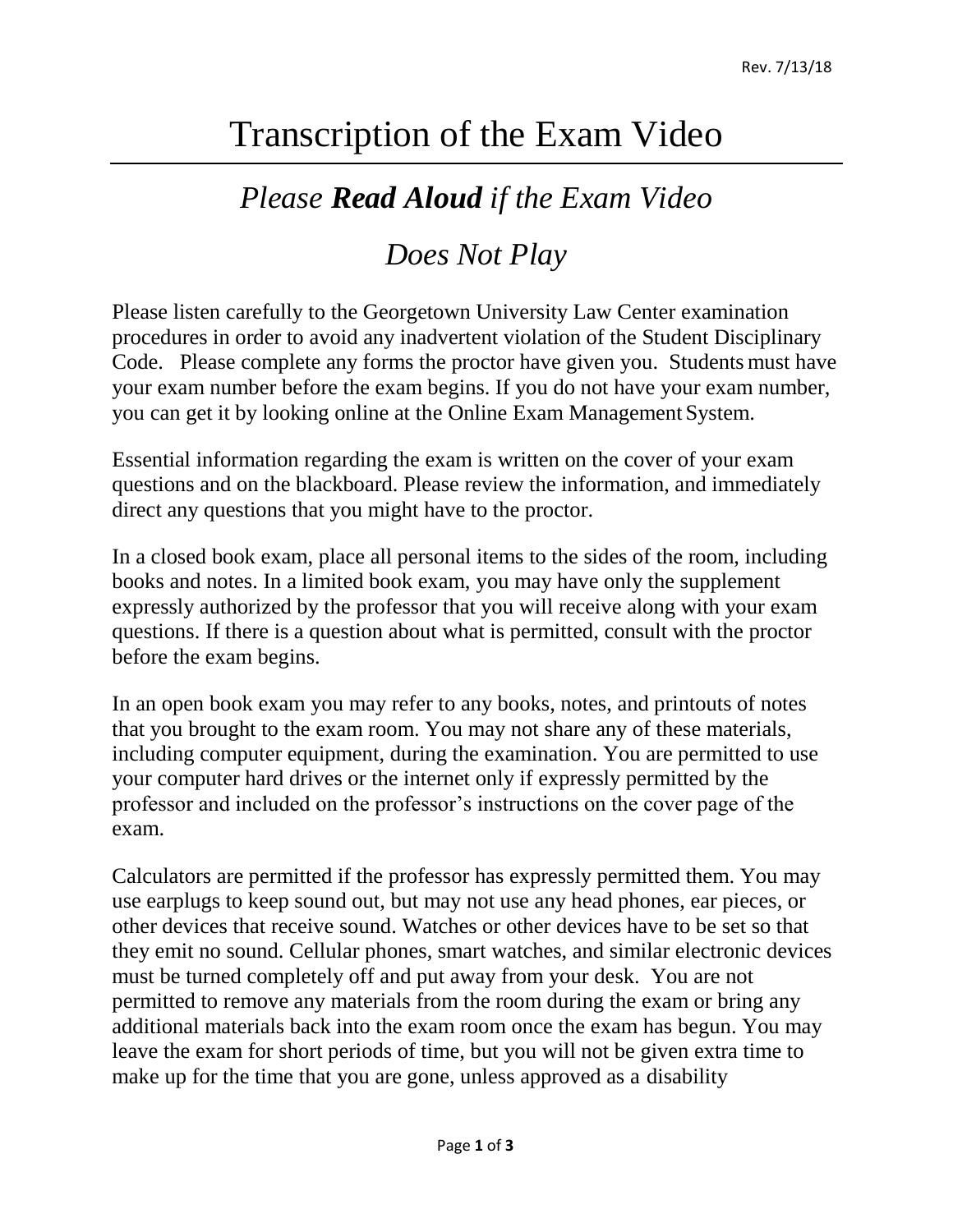# Transcription of the Exam Video

## *Please **Read Aloud** if the Exam Video Does Not Play*

Please listen carefully to the Georgetown University Law Center examination procedures in order to avoid any inadvertent violation of the Student Disciplinary Code. Please complete any forms the proctor have given you. Students must have your exam number before the exam begins. If you do not have your exam number, you can get it by looking online at the Online Exam Management System.

Essential information regarding the exam is written on the cover of your exam questions and on the blackboard. Please review the information, and immediately direct any questions that you might have to the proctor.

In a closed book exam, place all personal items to the sides of the room, including books and notes. In a limited book exam, you may have only the supplement expressly authorized by the professor that you will receive along with your exam questions. If there is a question about what is permitted, consult with the proctor before the exam begins.

In an open book exam you may refer to any books, notes, and printouts of notes that you brought to the exam room. You may not share any of these materials, including computer equipment, during the examination. You are permitted to use your computer hard drives or the internet only if expressly permitted by the professor and included on the professor's instructions on the cover page of the exam.

Calculators are permitted if the professor has expressly permitted them. You may use earplugs to keep sound out, but may not use any head phones, ear pieces, or other devices that receive sound. Watches or other devices have to be set so that they emit no sound. Cellular phones, smart watches, and similar electronic devices must be turned completely off and put away from your desk. You are not permitted to remove any materials from the room during the exam or bring any additional materials back into the exam room once the exam has begun. You may leave the exam for short periods of time, but you will not be given extra time to make up for the time that you are gone, unless approved as a disability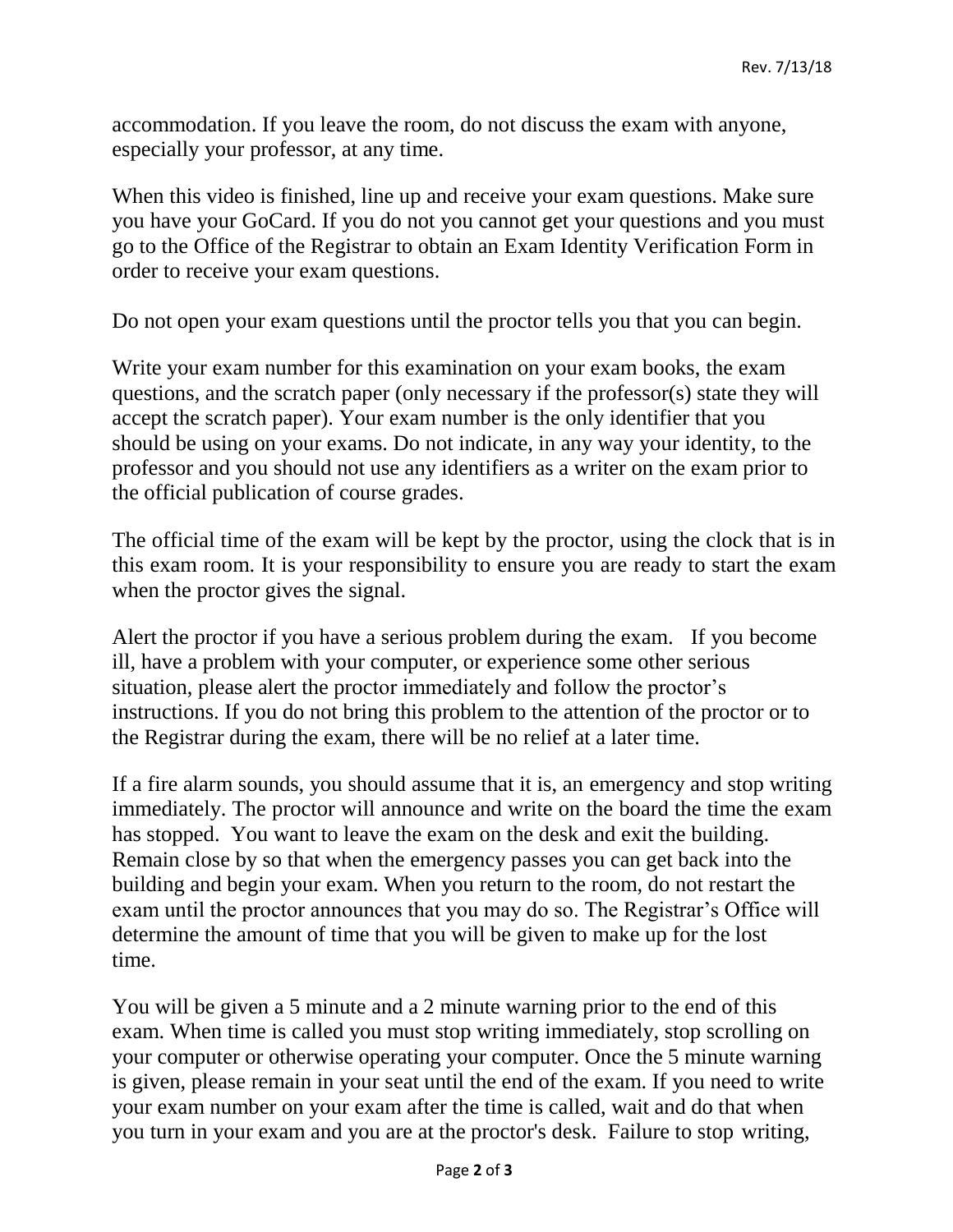accommodation. If you leave the room, do not discuss the exam with anyone, especially your professor, at any time.

When this video is finished, line up and receive your exam questions. Make sure you have your GoCard. If you do not you cannot get your questions and you must go to the Office of the Registrar to obtain an Exam Identity Verification Form in order to receive your exam questions.

Do not open your exam questions until the proctor tells you that you can begin.

Write your exam number for this examination on your exam books, the exam questions, and the scratch paper (only necessary if the professor(s) state they will accept the scratch paper). Your exam number is the only identifier that you should be using on your exams. Do not indicate, in any way your identity, to the professor and you should not use any identifiers as a writer on the exam prior to the official publication of course grades.

The official time of the exam will be kept by the proctor, using the clock that is in this exam room. It is your responsibility to ensure you are ready to start the exam when the proctor gives the signal.

Alert the proctor if you have a serious problem during the exam. If you become ill, have a problem with your computer, or experience some other serious situation, please alert the proctor immediately and follow the proctor's instructions. If you do not bring this problem to the attention of the proctor or to the Registrar during the exam, there will be no relief at a later time.

If a fire alarm sounds, you should assume that it is, an emergency and stop writing immediately. The proctor will announce and write on the board the time the exam has stopped. You want to leave the exam on the desk and exit the building. Remain close by so that when the emergency passes you can get back into the building and begin your exam. When you return to the room, do not restart the exam until the proctor announces that you may do so. The Registrar's Office will determine the amount of time that you will be given to make up for the lost time.

You will be given a 5 minute and a 2 minute warning prior to the end of this exam. When time is called you must stop writing immediately, stop scrolling on your computer or otherwise operating your computer. Once the 5 minute warning is given, please remain in your seat until the end of the exam. If you need to write your exam number on your exam after the time is called, wait and do that when you turn in your exam and you are at the proctor's desk. Failure to stop writing,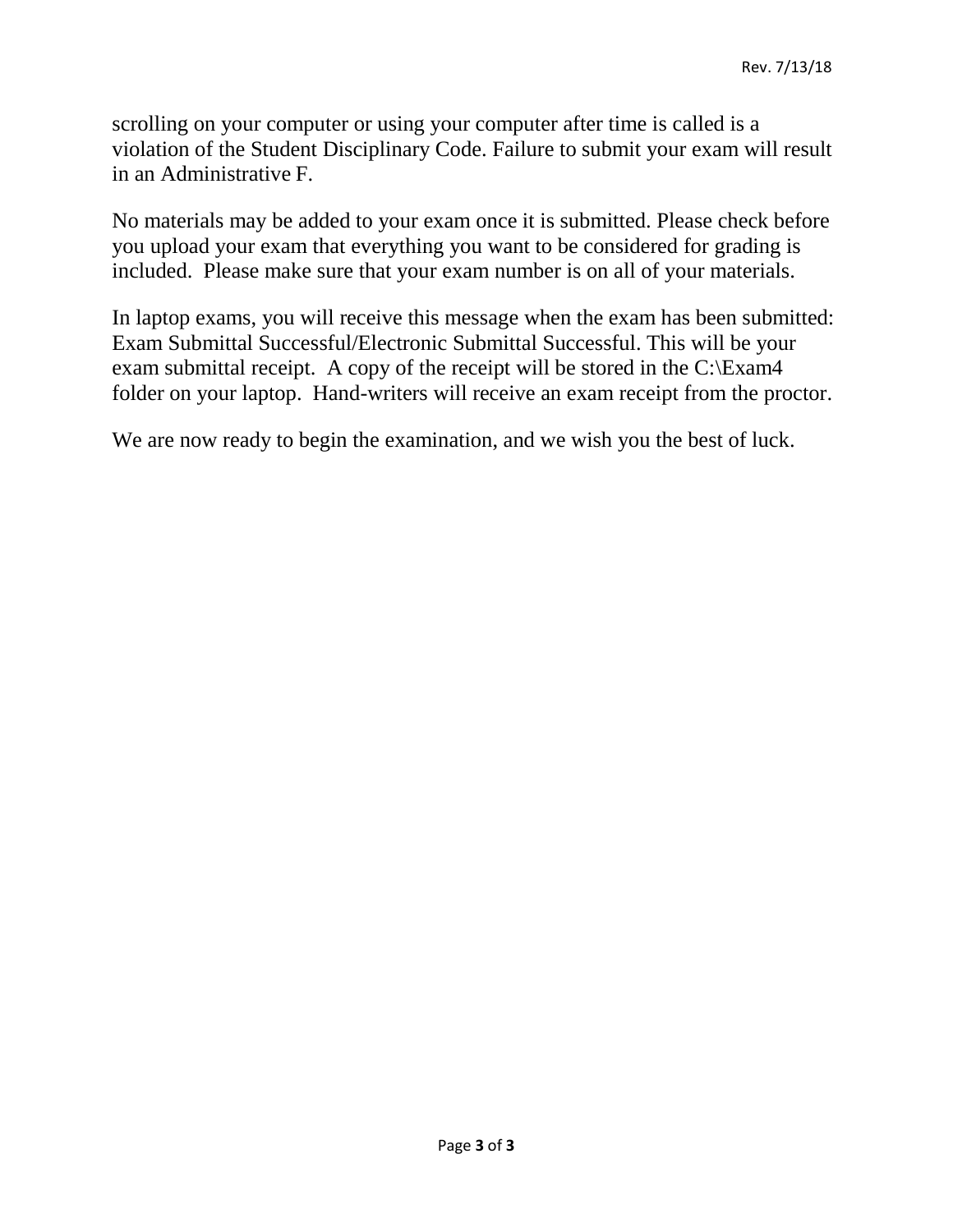scrolling on your computer or using your computer after time is called is a violation of the Student Disciplinary Code. Failure to submit your exam will result in an Administrative F.

No materials may be added to your exam once it is submitted. Please check before you upload your exam that everything you want to be considered for grading is included. Please make sure that your exam number is on all of your materials.

In laptop exams, you will receive this message when the exam has been submitted: Exam Submittal Successful/Electronic Submittal Successful. This will be your exam submittal receipt. A copy of the receipt will be stored in the C:\Exam4 folder on your laptop. Hand-writers will receive an exam receipt from the proctor.

We are now ready to begin the examination, and we wish you the best of luck.